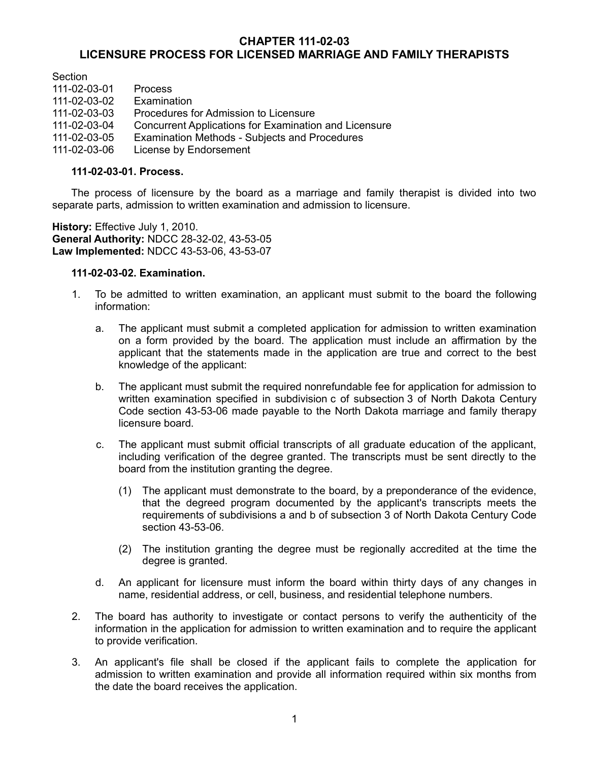# CHAPTER 111-02-03
# LICENSURE PROCESS FOR LICENSED MARRIAGE AND FAMILY THERAPISTS

| Section | |
|---|---|
| 111-02-03-01 | Process |
| 111-02-03-02 | Examination |
| 111-02-03-03 | Procedures for Admission to Licensure |
| 111-02-03-04 | Concurrent Applications for Examination and Licensure |
| 111-02-03-05 | Examination Methods - Subjects and Procedures |
| 111-02-03-06 | License by Endorsement |

**111-02-03-01. Process.**

The process of licensure by the board as a marriage and family therapist is divided into two separate parts, admission to written examination and admission to licensure.

**History:** Effective July 1, 2010.
**General Authority:** NDCC 28-32-02, 43-53-05
**Law Implemented:** NDCC 43-53-06, 43-53-07

**111-02-03-02. Examination.**

1. To be admitted to written examination, an applicant must submit to the board the following information:

   a. The applicant must submit a completed application for admission to written examination on a form provided by the board. The application must include an affirmation by the applicant that the statements made in the application are true and correct to the best knowledge of the applicant:

   b. The applicant must submit the required nonrefundable fee for application for admission to written examination specified in subdivision c of subsection 3 of North Dakota Century Code section 43-53-06 made payable to the North Dakota marriage and family therapy licensure board.

   c. The applicant must submit official transcripts of all graduate education of the applicant, including verification of the degree granted. The transcripts must be sent directly to the board from the institution granting the degree.

      (1) The applicant must demonstrate to the board, by a preponderance of the evidence, that the degreed program documented by the applicant's transcripts meets the requirements of subdivisions a and b of subsection 3 of North Dakota Century Code section 43-53-06.

      (2) The institution granting the degree must be regionally accredited at the time the degree is granted.

   d. An applicant for licensure must inform the board within thirty days of any changes in name, residential address, or cell, business, and residential telephone numbers.

2. The board has authority to investigate or contact persons to verify the authenticity of the information in the application for admission to written examination and to require the applicant to provide verification.

3. An applicant's file shall be closed if the applicant fails to complete the application for admission to written examination and provide all information required within six months from the date the board receives the application.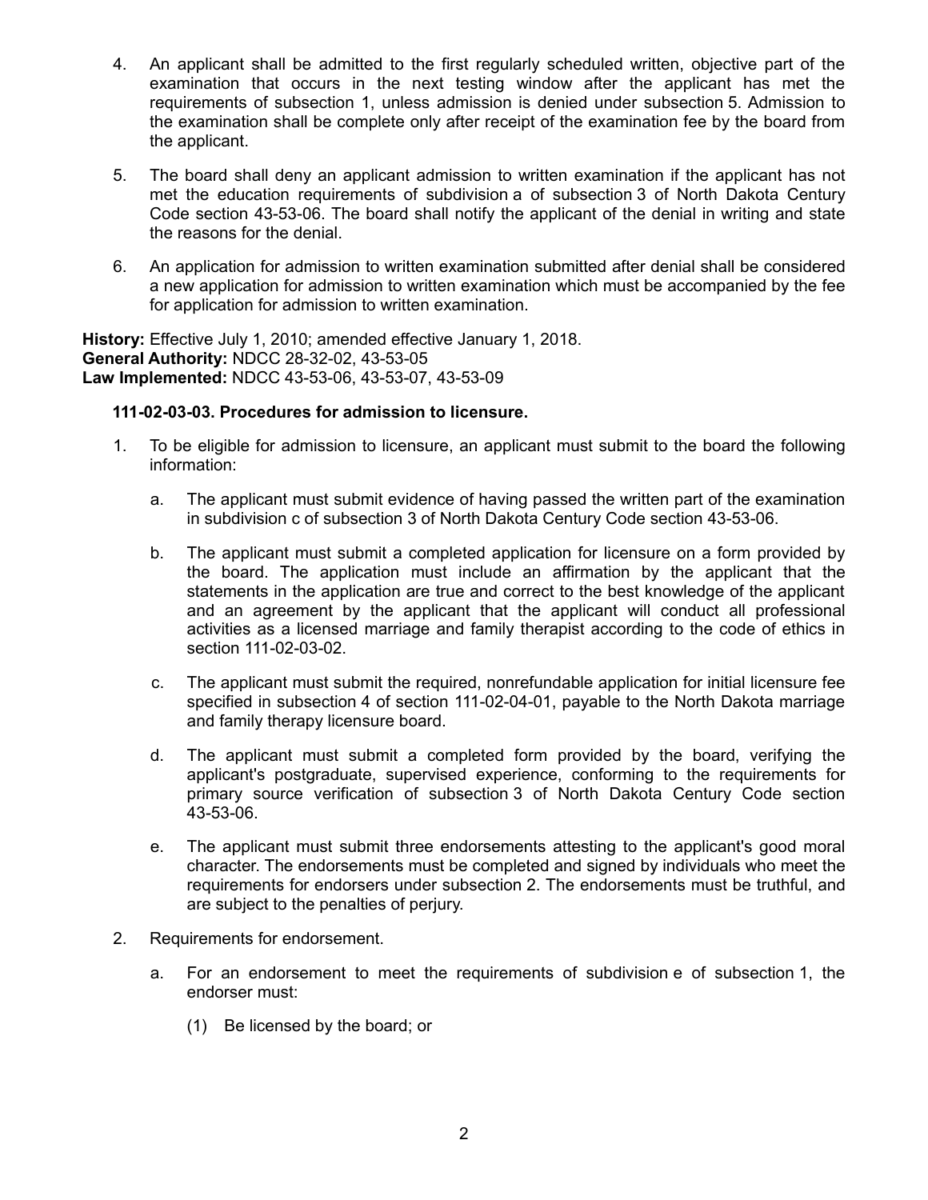4. An applicant shall be admitted to the first regularly scheduled written, objective part of the examination that occurs in the next testing window after the applicant has met the requirements of subsection 1, unless admission is denied under subsection 5. Admission to the examination shall be complete only after receipt of the examination fee by the board from the applicant.

5. The board shall deny an applicant admission to written examination if the applicant has not met the education requirements of subdivision a of subsection 3 of North Dakota Century Code section 43-53-06. The board shall notify the applicant of the denial in writing and state the reasons for the denial.

6. An application for admission to written examination submitted after denial shall be considered a new application for admission to written examination which must be accompanied by the fee for application for admission to written examination.

**History:** Effective July 1, 2010; amended effective January 1, 2018.
**General Authority:** NDCC 28-32-02, 43-53-05
**Law Implemented:** NDCC 43-53-06, 43-53-07, 43-53-09

**111-02-03-03. Procedures for admission to licensure.**

1. To be eligible for admission to licensure, an applicant must submit to the board the following information:

   a. The applicant must submit evidence of having passed the written part of the examination in subdivision c of subsection 3 of North Dakota Century Code section 43-53-06.

   b. The applicant must submit a completed application for licensure on a form provided by the board. The application must include an affirmation by the applicant that the statements in the application are true and correct to the best knowledge of the applicant and an agreement by the applicant that the applicant will conduct all professional activities as a licensed marriage and family therapist according to the code of ethics in section 111-02-03-02.

   c. The applicant must submit the required, nonrefundable application for initial licensure fee specified in subsection 4 of section 111-02-04-01, payable to the North Dakota marriage and family therapy licensure board.

   d. The applicant must submit a completed form provided by the board, verifying the applicant's postgraduate, supervised experience, conforming to the requirements for primary source verification of subsection 3 of North Dakota Century Code section 43-53-06.

   e. The applicant must submit three endorsements attesting to the applicant's good moral character. The endorsements must be completed and signed by individuals who meet the requirements for endorsers under subsection 2. The endorsements must be truthful, and are subject to the penalties of perjury.

2. Requirements for endorsement.

   a. For an endorsement to meet the requirements of subdivision e of subsection 1, the endorser must:

      (1) Be licensed by the board; or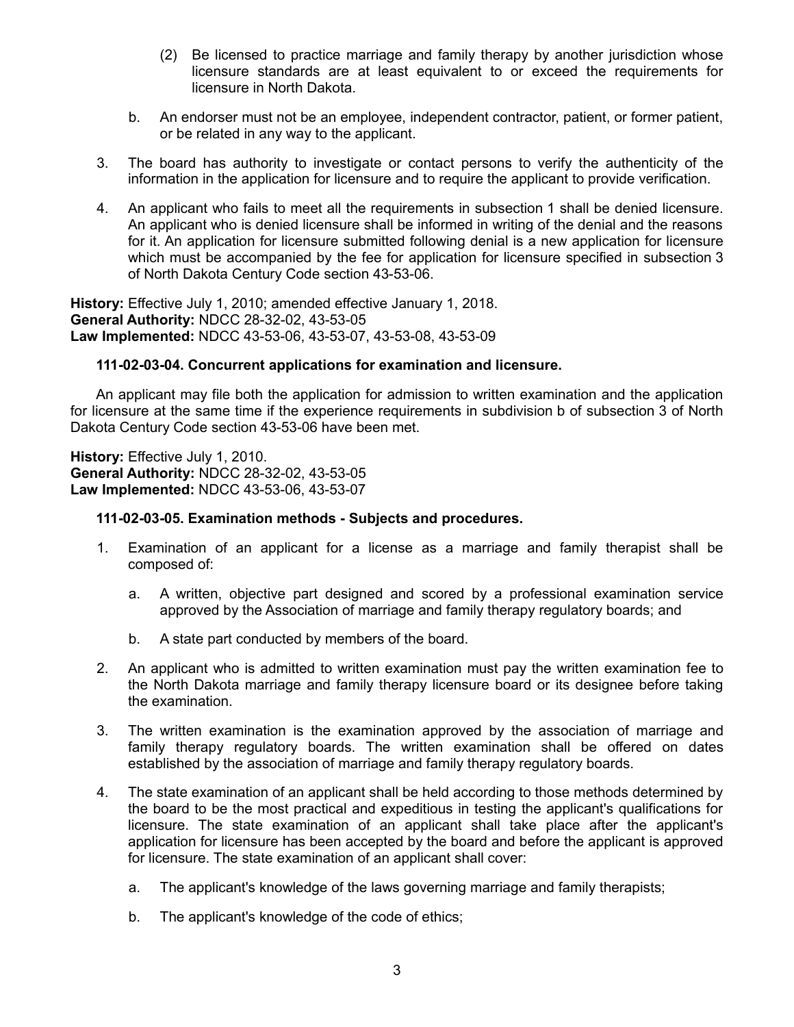(2) Be licensed to practice marriage and family therapy by another jurisdiction whose licensure standards are at least equivalent to or exceed the requirements for licensure in North Dakota.

b. An endorser must not be an employee, independent contractor, patient, or former patient, or be related in any way to the applicant.

3. The board has authority to investigate or contact persons to verify the authenticity of the information in the application for licensure and to require the applicant to provide verification.

4. An applicant who fails to meet all the requirements in subsection 1 shall be denied licensure. An applicant who is denied licensure shall be informed in writing of the denial and the reasons for it. An application for licensure submitted following denial is a new application for licensure which must be accompanied by the fee for application for licensure specified in subsection 3 of North Dakota Century Code section 43-53-06.

**History:** Effective July 1, 2010; amended effective January 1, 2018.
**General Authority:** NDCC 28-32-02, 43-53-05
**Law Implemented:** NDCC 43-53-06, 43-53-07, 43-53-08, 43-53-09

**111-02-03-04. Concurrent applications for examination and licensure.**

An applicant may file both the application for admission to written examination and the application for licensure at the same time if the experience requirements in subdivision b of subsection 3 of North Dakota Century Code section 43-53-06 have been met.

**History:** Effective July 1, 2010.
**General Authority:** NDCC 28-32-02, 43-53-05
**Law Implemented:** NDCC 43-53-06, 43-53-07

**111-02-03-05. Examination methods - Subjects and procedures.**

1. Examination of an applicant for a license as a marriage and family therapist shall be composed of:

   a. A written, objective part designed and scored by a professional examination service approved by the Association of marriage and family therapy regulatory boards; and

   b. A state part conducted by members of the board.

2. An applicant who is admitted to written examination must pay the written examination fee to the North Dakota marriage and family therapy licensure board or its designee before taking the examination.

3. The written examination is the examination approved by the association of marriage and family therapy regulatory boards. The written examination shall be offered on dates established by the association of marriage and family therapy regulatory boards.

4. The state examination of an applicant shall be held according to those methods determined by the board to be the most practical and expeditious in testing the applicant's qualifications for licensure. The state examination of an applicant shall take place after the applicant's application for licensure has been accepted by the board and before the applicant is approved for licensure. The state examination of an applicant shall cover:

   a. The applicant's knowledge of the laws governing marriage and family therapists;

   b. The applicant's knowledge of the code of ethics;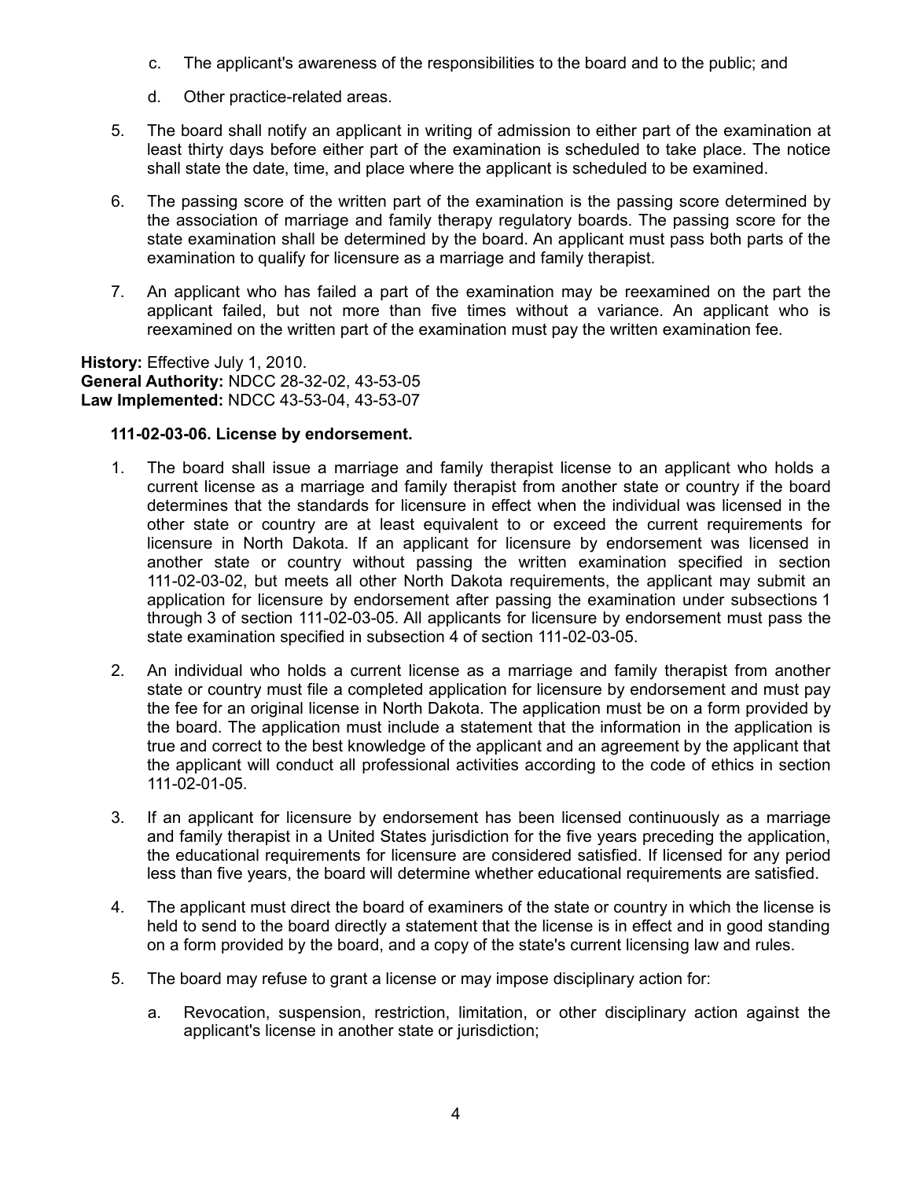c. The applicant's awareness of the responsibilities to the board and to the public; and

d. Other practice-related areas.

5. The board shall notify an applicant in writing of admission to either part of the examination at least thirty days before either part of the examination is scheduled to take place. The notice shall state the date, time, and place where the applicant is scheduled to be examined.

6. The passing score of the written part of the examination is the passing score determined by the association of marriage and family therapy regulatory boards. The passing score for the state examination shall be determined by the board. An applicant must pass both parts of the examination to qualify for licensure as a marriage and family therapist.

7. An applicant who has failed a part of the examination may be reexamined on the part the applicant failed, but not more than five times without a variance. An applicant who is reexamined on the written part of the examination must pay the written examination fee.

**History:** Effective July 1, 2010.
**General Authority:** NDCC 28-32-02, 43-53-05
**Law Implemented:** NDCC 43-53-04, 43-53-07

**111-02-03-06. License by endorsement.**

1. The board shall issue a marriage and family therapist license to an applicant who holds a current license as a marriage and family therapist from another state or country if the board determines that the standards for licensure in effect when the individual was licensed in the other state or country are at least equivalent to or exceed the current requirements for licensure in North Dakota. If an applicant for licensure by endorsement was licensed in another state or country without passing the written examination specified in section 111-02-03-02, but meets all other North Dakota requirements, the applicant may submit an application for licensure by endorsement after passing the examination under subsections 1 through 3 of section 111-02-03-05. All applicants for licensure by endorsement must pass the state examination specified in subsection 4 of section 111-02-03-05.

2. An individual who holds a current license as a marriage and family therapist from another state or country must file a completed application for licensure by endorsement and must pay the fee for an original license in North Dakota. The application must be on a form provided by the board. The application must include a statement that the information in the application is true and correct to the best knowledge of the applicant and an agreement by the applicant that the applicant will conduct all professional activities according to the code of ethics in section 111-02-01-05.

3. If an applicant for licensure by endorsement has been licensed continuously as a marriage and family therapist in a United States jurisdiction for the five years preceding the application, the educational requirements for licensure are considered satisfied. If licensed for any period less than five years, the board will determine whether educational requirements are satisfied.

4. The applicant must direct the board of examiners of the state or country in which the license is held to send to the board directly a statement that the license is in effect and in good standing on a form provided by the board, and a copy of the state's current licensing law and rules.

5. The board may refuse to grant a license or may impose disciplinary action for:

   a. Revocation, suspension, restriction, limitation, or other disciplinary action against the applicant's license in another state or jurisdiction;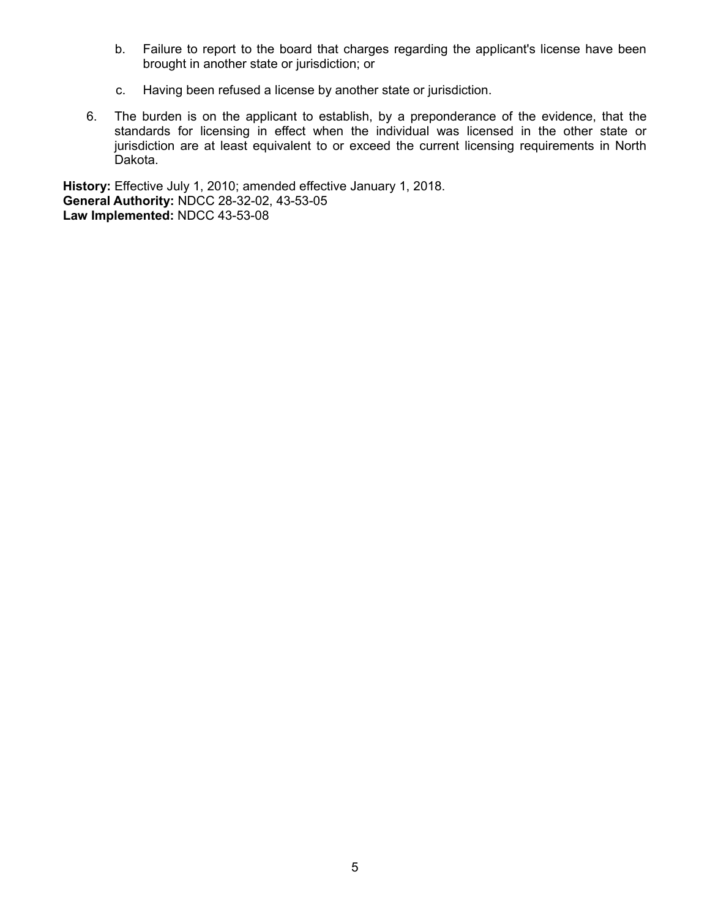b. Failure to report to the board that charges regarding the applicant's license have been brought in another state or jurisdiction; or

c. Having been refused a license by another state or jurisdiction.

6. The burden is on the applicant to establish, by a preponderance of the evidence, that the standards for licensing in effect when the individual was licensed in the other state or jurisdiction are at least equivalent to or exceed the current licensing requirements in North Dakota.

**History:** Effective July 1, 2010; amended effective January 1, 2018.
**General Authority:** NDCC 28-32-02, 43-53-05
**Law Implemented:** NDCC 43-53-08